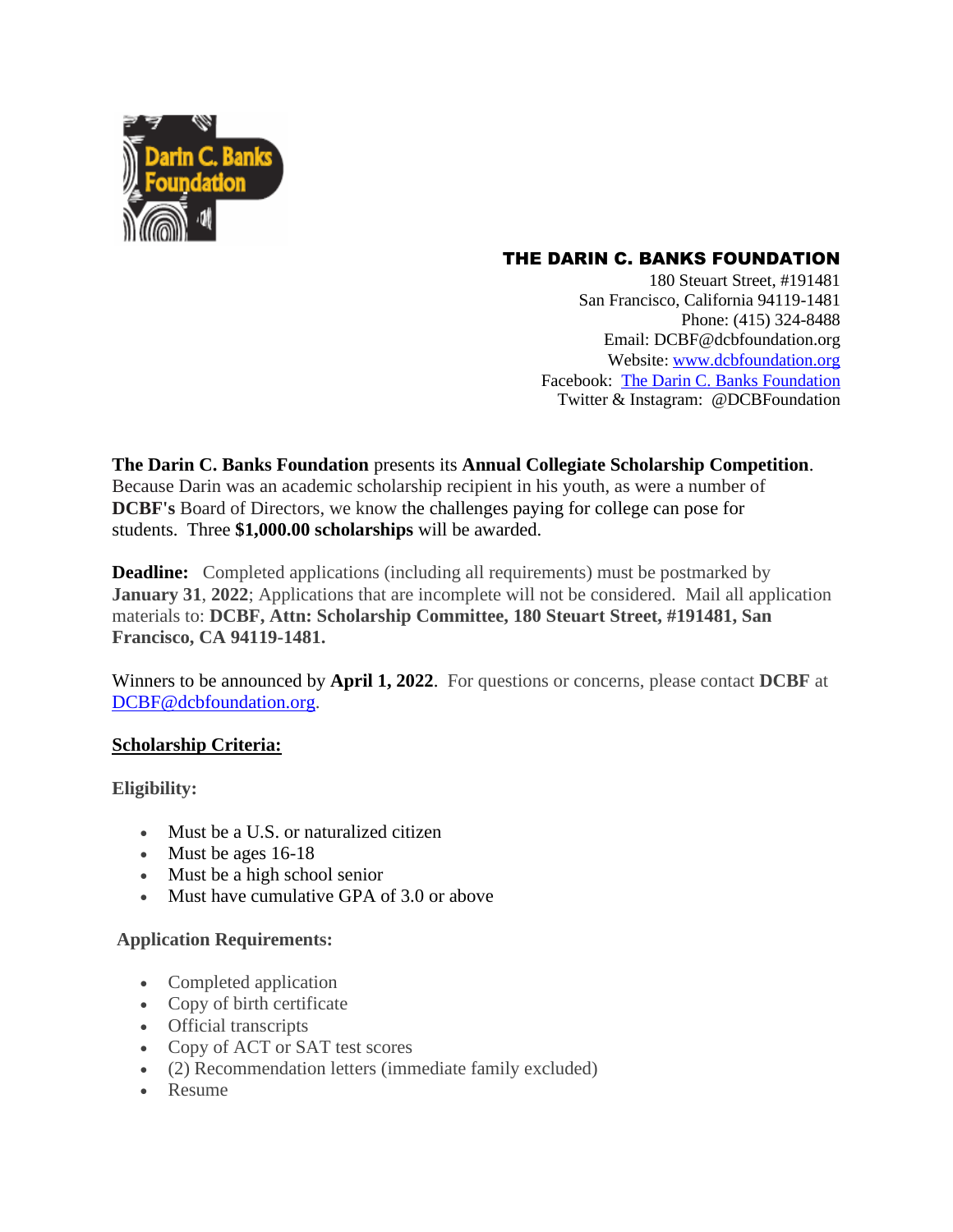**THE DARIN C. BANKS FOUNDATION**
180 Steuart Street, #191481
San Francisco, California 94119-1481
Phone: (415) 324-8488
Email: DCBF@dcbfoundation.org
Website: [www.dcbfoundation.org](http://www.dcbfoundation.org)
Facebook: [The Darin C. Banks Foundation]()
Twitter & Instagram: @DCBFoundation

**The Darin C. Banks Foundation** presents its **Annual Collegiate Scholarship Competition**. Because Darin was an academic scholarship recipient in his youth, as were a number of **DCBF's** Board of Directors, we know the challenges paying for college can pose for students. Three **$1,000.00 scholarships** will be awarded.

**Deadline:** Completed applications (including all requirements) must be postmarked by **January 31**, **2022**; Applications that are incomplete will not be considered. Mail all application materials to: **DCBF, Attn: Scholarship Committee, 180 Steuart Street, #191481, San Francisco, CA 94119-1481.**

Winners to be announced by **April 1, 2022**. For questions or concerns, please contact **DCBF** at [DCBF@dcbfoundation.org](mailto:DCBF@dcbfoundation.org).

**Scholarship Criteria:**

**Eligibility:**

- Must be a U.S. or naturalized citizen
- Must be ages 16-18
- Must be a high school senior
- Must have cumulative GPA of 3.0 or above

**Application Requirements:**

- Completed application
- Copy of birth certificate
- Official transcripts
- Copy of ACT or SAT test scores
- (2) Recommendation letters (immediate family excluded)
- Resume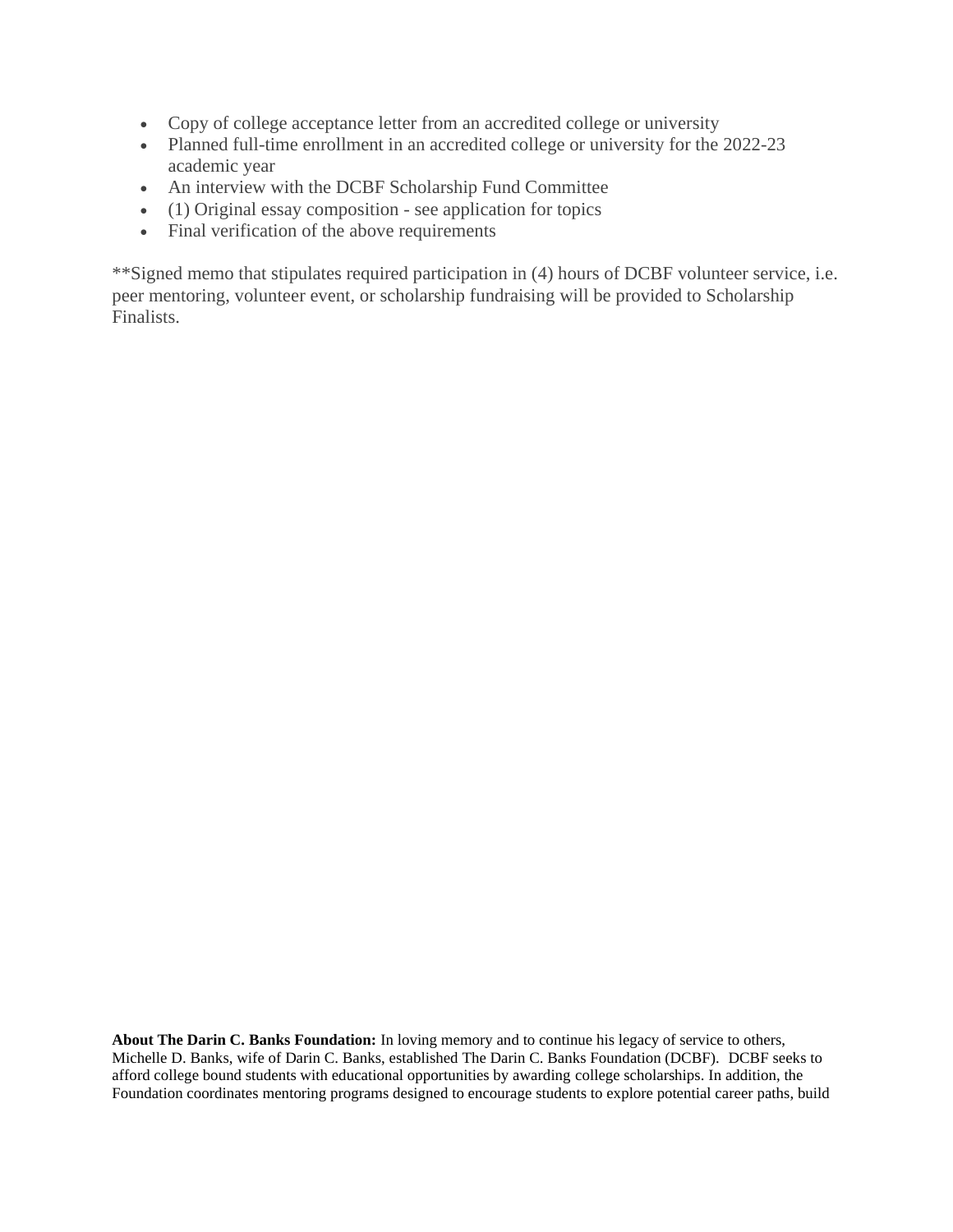- Copy of college acceptance letter from an accredited college or university
- Planned full-time enrollment in an accredited college or university for the 2022-23 academic year
- An interview with the DCBF Scholarship Fund Committee
- (1) Original essay composition - see application for topics
- Final verification of the above requirements

**Signed memo that stipulates required participation in (4) hours of DCBF volunteer service, i.e. peer mentoring, volunteer event, or scholarship fundraising will be provided to Scholarship Finalists.

**About The Darin C. Banks Foundation:** In loving memory and to continue his legacy of service to others, Michelle D. Banks, wife of Darin C. Banks, established The Darin C. Banks Foundation (DCBF). DCBF seeks to afford college bound students with educational opportunities by awarding college scholarships. In addition, the Foundation coordinates mentoring programs designed to encourage students to explore potential career paths, build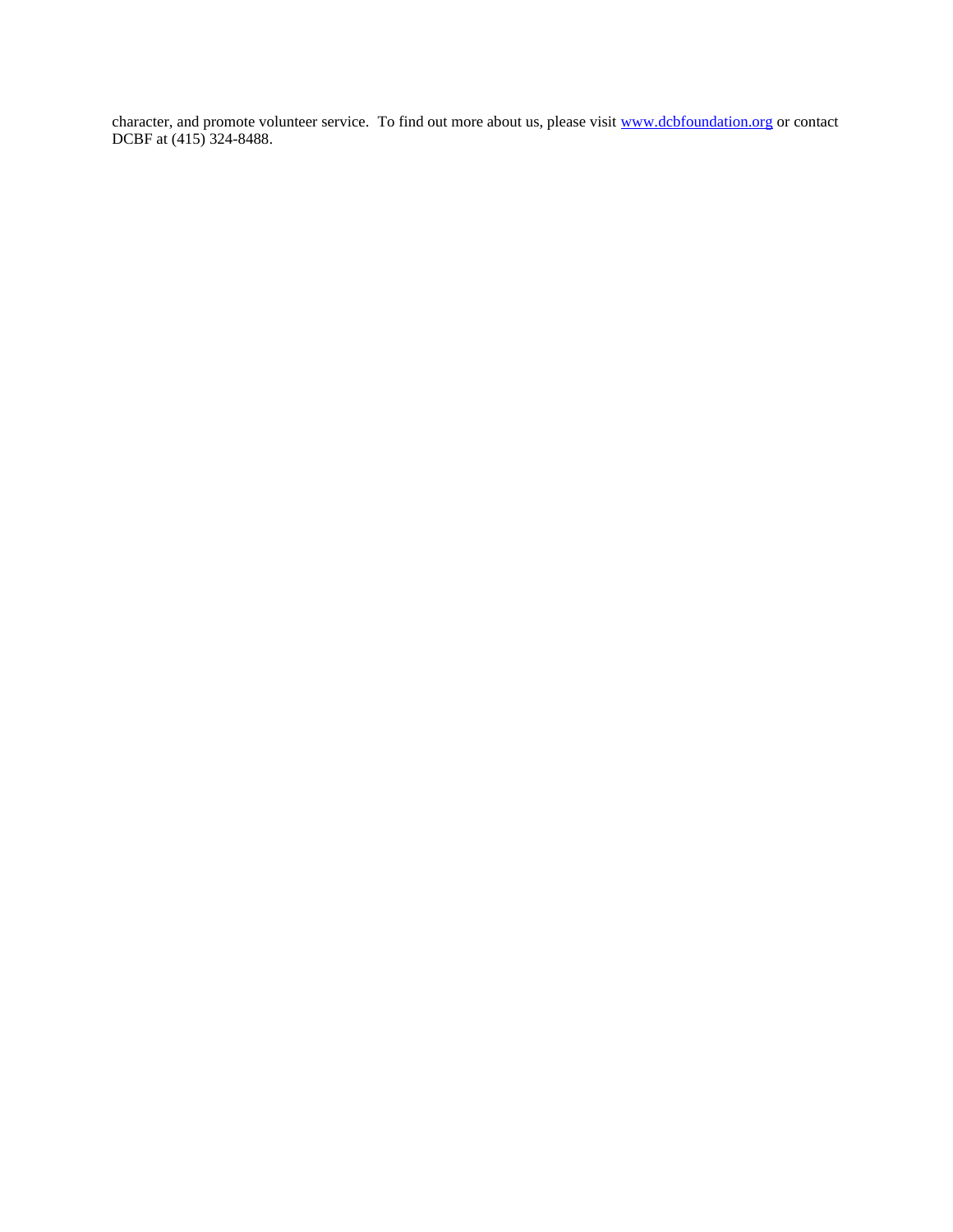character, and promote volunteer service. To find out more about us, please visit [www.dcbfoundation.org](http://www.dcbfoundation.org) or contact DCBF at (415) 324-8488.